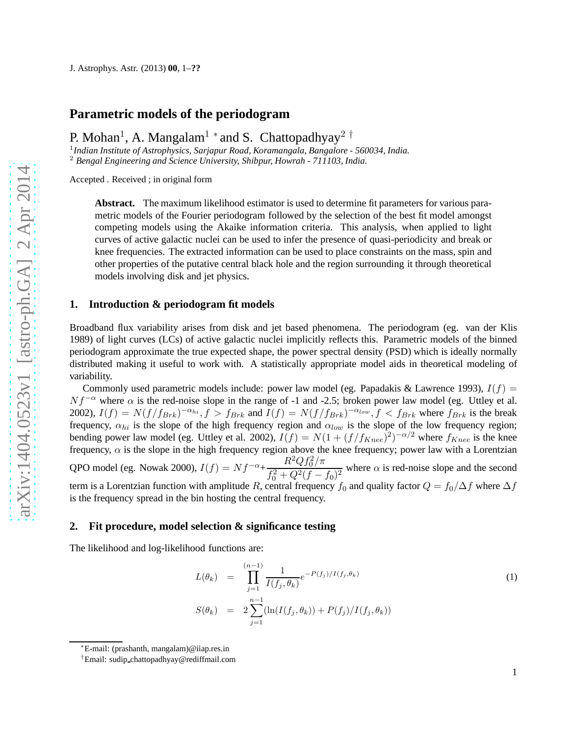# Parametric models of the periodogram

P. Mohan[1], A. Mangalam[1 *] and S. Chattopadhyay[2 †]

[1] *Indian Institute of Astrophysics, Sarjapur Road, Koramangala, Bangalore - 560034, India.*
[2] *Bengal Engineering and Science University, Shibpur, Howrah - 711103, India.*

Accepted . Received ; in original form

**Abstract.** The maximum likelihood estimator is used to determine fit parameters for various parametric models of the Fourier periodogram followed by the selection of the best fit model amongst competing models using the Akaike information criteria. This analysis, when applied to light curves of active galactic nuclei can be used to infer the presence of quasi-periodicity and break or knee frequencies. The extracted information can be used to place constraints on the mass, spin and other properties of the putative central black hole and the region surrounding it through theoretical models involving disk and jet physics.

## 1. Introduction & periodogram fit models

Broadband flux variability arises from disk and jet based phenomena. The periodogram (eg. van der Klis 1989) of light curves (LCs) of active galactic nuclei implicitly reflects this. Parametric models of the binned periodogram approximate the true expected shape, the power spectral density (PSD) which is ideally normally distributed making it useful to work with. A statistically appropriate model aids in theoretical modeling of variability.

Commonly used parametric models include: power law model (eg. Papadakis & Lawrence 1993), $I(f) = N f^{-\alpha}$ where $\alpha$ is the red-noise slope in the range of -1 and -2.5; broken power law model (eg. Uttley et al. 2002), $I(f) = N(f/f_{Brk})^{-\alpha_{hi}}, f > f_{Brk}$ and $I(f) = N(f/f_{Brk})^{-\alpha_{low}}, f < f_{Brk}$ where $f_{Brk}$ is the break frequency, $\alpha_{hi}$ is the slope of the high frequency region and $\alpha_{low}$ is the slope of the low frequency region; bending power law model (eg. Uttley et al. 2002), $I(f) = N(1 + (f/f_{Knee})^2)^{-\alpha/2}$ where $f_{Knee}$ is the knee frequency, $\alpha$ is the slope in the high frequency region above the knee frequency; power law with a Lorentzian QPO model (eg. Nowak 2000), $I(f) = N f^{-\alpha} + \dfrac{R^2 Q f_0^2/\pi}{f_0^2 + Q^2(f - f_0)^2}$ where $\alpha$ is red-noise slope and the second term is a Lorentzian function with amplitude $R$, central frequency $f_0$ and quality factor $Q = f_0/\Delta f$ where $\Delta f$ is the frequency spread in the bin hosting the central frequency.

## 2. Fit procedure, model selection & significance testing

The likelihood and log-likelihood functions are:

$$
\begin{aligned}
L(\theta_k) &= \prod_{j=1}^{(n-1)} \frac{1}{I(f_j, \theta_k)} e^{-P(f_j)/I(f_j,\theta_k)} \\
S(\theta_k) &= 2 \sum_{j=1}^{n-1} (\ln(I(f_j, \theta_k)) + P(f_j)/I(f_j, \theta_k))
\end{aligned}
\quad (1)
$$

* E-mail: (prashanth, mangalam)@iiap.res.in

† Email: sudip_chattopadhyay@rediffmail.com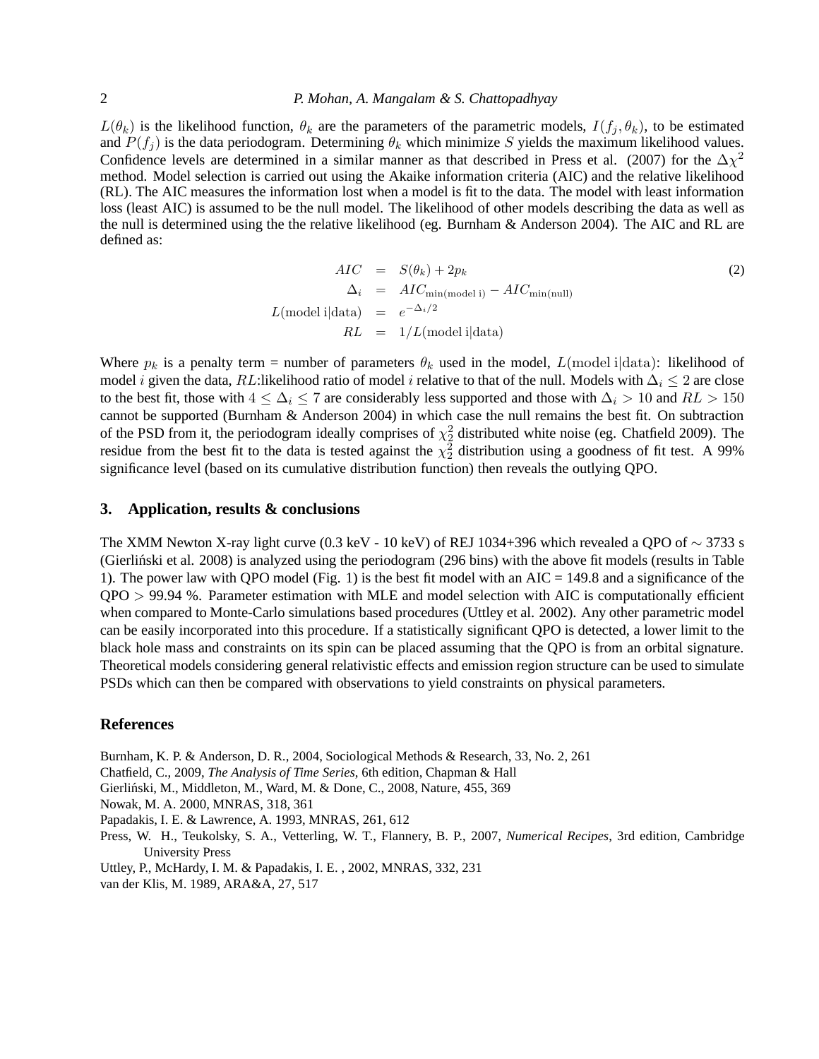$L(\theta_k)$ is the likelihood function, $\theta_k$ are the parameters of the parametric models, $I(f_j, \theta_k)$, to be estimated and $P(f_j)$ is the data periodogram. Determining $\theta_k$ which minimize $S$ yields the maximum likelihood values. Confidence levels are determined in a similar manner as that described in Press et al. (2007) for the $\Delta\chi^2$ method. Model selection is carried out using the Akaike information criteria (AIC) and the relative likelihood (RL). The AIC measures the information lost when a model is fit to the data. The model with least information loss (least AIC) is assumed to be the null model. The likelihood of other models describing the data as well as the null is determined using the the relative likelihood (eg. Burnham & Anderson 2004). The AIC and RL are defined as:

$$
\begin{aligned}
AIC &= S(\theta_k) + 2p_k \\
\Delta_i &= AIC_{\mathrm{min(model\ i)}} - AIC_{\mathrm{min(null)}} \\
L(\mathrm{model\ i|data}) &= e^{-\Delta_i/2} \\
RL &= 1/L(\mathrm{model\ i|data})
\end{aligned}
\tag{2}
$$

Where $p_k$ is a penalty term = number of parameters $\theta_k$ used in the model, $L(\mathrm{model\ i|data})$: likelihood of model $i$ given the data, $RL$:likelihood ratio of model $i$ relative to that of the null. Models with $\Delta_i \leq 2$ are close to the best fit, those with $4 \leq \Delta_i \leq 7$ are considerably less supported and those with $\Delta_i > 10$ and $RL > 150$ cannot be supported (Burnham & Anderson 2004) in which case the null remains the best fit. On subtraction of the PSD from it, the periodogram ideally comprises of $\chi^2_2$ distributed white noise (eg. Chatfield 2009). The residue from the best fit to the data is tested against the $\chi^2_2$ distribution using a goodness of fit test. A 99% significance level (based on its cumulative distribution function) then reveals the outlying QPO.

## 3. Application, results & conclusions

The XMM Newton X-ray light curve (0.3 keV - 10 keV) of REJ 1034+396 which revealed a QPO of $\sim$ 3733 s (Gierliński et al. 2008) is analyzed using the periodogram (296 bins) with the above fit models (results in Table 1). The power law with QPO model (Fig. 1) is the best fit model with an AIC = 149.8 and a significance of the QPO $>$ 99.94 %. Parameter estimation with MLE and model selection with AIC is computationally efficient when compared to Monte-Carlo simulations based procedures (Uttley et al. 2002). Any other parametric model can be easily incorporated into this procedure. If a statistically significant QPO is detected, a lower limit to the black hole mass and constraints on its spin can be placed assuming that the QPO is from an orbital signature. Theoretical models considering general relativistic effects and emission region structure can be used to simulate PSDs which can then be compared with observations to yield constraints on physical parameters.

## References

Burnham, K. P. & Anderson, D. R., 2004, Sociological Methods & Research, 33, No. 2, 261

Chatfield, C., 2009, *The Analysis of Time Series*, 6th edition, Chapman & Hall

Gierliński, M., Middleton, M., Ward, M. & Done, C., 2008, Nature, 455, 369

Nowak, M. A. 2000, MNRAS, 318, 361

Papadakis, I. E. & Lawrence, A. 1993, MNRAS, 261, 612

Press, W. H., Teukolsky, S. A., Vetterling, W. T., Flannery, B. P., 2007, *Numerical Recipes*, 3rd edition, Cambridge University Press

Uttley, P., McHardy, I. M. & Papadakis, I. E. , 2002, MNRAS, 332, 231

van der Klis, M. 1989, ARA&A, 27, 517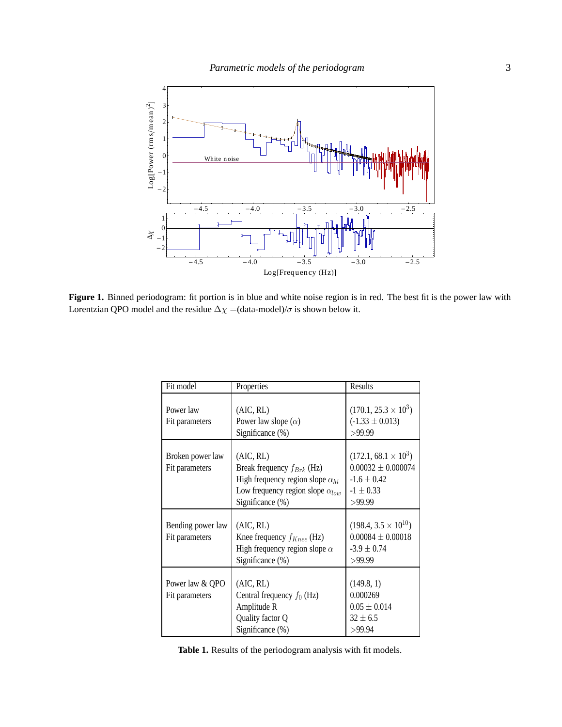4
3
2
1
0
−1
−2
White noise
Log[Power (rms/mean)$^2$]
−4.5 −4.0 −3.5 −3.0 −2.5
1
0
−1
−2
$\Delta\chi$
−4.5 −4.0 −3.5 −3.0 −2.5
Log[Frequency (Hz)]

**Figure 1.** Binned periodogram: fit portion is in blue and white noise region is in red. The best fit is the power law with Lorentzian QPO model and the residue $\Delta\chi$ =(data-model)/$\sigma$ is shown below it.

| Fit model | Properties | Results |
|---|---|---|
| Power law<br>Fit parameters | (AIC, RL)<br>Power law slope ($\alpha$)<br>Significance (%) | (170.1, 25.3 $\times$ 10$^3$)<br>(-1.33 $\pm$ 0.013)<br>>99.99 |
| Broken power law<br>Fit parameters | (AIC, RL)<br>Break frequency $f_{Brk}$ (Hz)<br>High frequency region slope $\alpha_{hi}$<br>Low frequency region slope $\alpha_{low}$<br>Significance (%) | (172.1, 68.1 $\times$ 10$^3$)<br>0.00032 $\pm$ 0.000074<br>-1.6 $\pm$ 0.42<br>-1 $\pm$ 0.33<br>>99.99 |
| Bending power law<br>Fit parameters | (AIC, RL)<br>Knee frequency $f_{Knee}$ (Hz)<br>High frequency region slope $\alpha$<br>Significance (%) | (198.4, 3.5 $\times$ 10$^{10}$)<br>0.00084 $\pm$ 0.00018<br>-3.9 $\pm$ 0.74<br>>99.99 |
| Power law & QPO<br>Fit parameters | (AIC, RL)<br>Central frequency $f_0$ (Hz)<br>Amplitude R<br>Quality factor Q<br>Significance (%) | (149.8, 1)<br>0.000269<br>0.05 $\pm$ 0.014<br>32 $\pm$ 6.5<br>>99.94 |

**Table 1.** Results of the periodogram analysis with fit models.